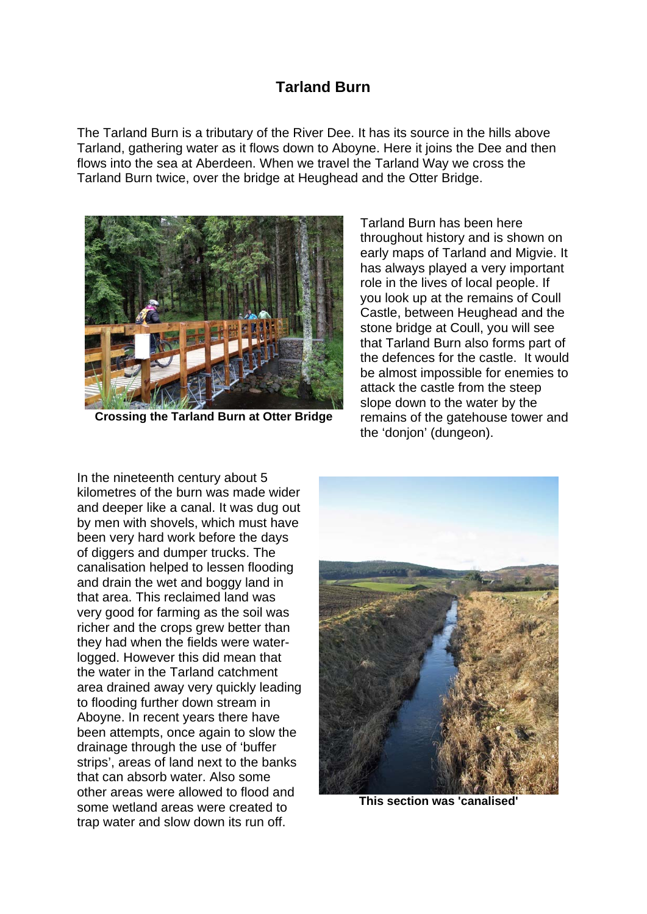# Tarland Burn

The Tarland Burn is a tributary of the River Dee. It has its source in the hills above Tarland, gathering water as it flows down to Aboyne. Here it joins the Dee and then flows into the sea at Aberdeen. When we travel the Tarland Way we cross the Tarland Burn twice, over the bridge at Heughead and the Otter Bridge.

**Crossing the Tarland Burn at Otter Bridge**

Tarland Burn has been here throughout history and is shown on early maps of Tarland and Migvie. It has always played a very important role in the lives of local people. If you look up at the remains of Coull Castle, between Heughead and the stone bridge at Coull, you will see that Tarland Burn also forms part of the defences for the castle. It would be almost impossible for enemies to attack the castle from the steep slope down to the water by the remains of the gatehouse tower and the 'donjon' (dungeon).

In the nineteenth century about 5 kilometres of the burn was made wider and deeper like a canal. It was dug out by men with shovels, which must have been very hard work before the days of diggers and dumper trucks. The canalisation helped to lessen flooding and drain the wet and boggy land in that area. This reclaimed land was very good for farming as the soil was richer and the crops grew better than they had when the fields were water-logged. However this did mean that the water in the Tarland catchment area drained away very quickly leading to flooding further down stream in Aboyne. In recent years there have been attempts, once again to slow the drainage through the use of 'buffer strips', areas of land next to the banks that can absorb water. Also some other areas were allowed to flood and some wetland areas were created to trap water and slow down its run off.

**This section was 'canalised'**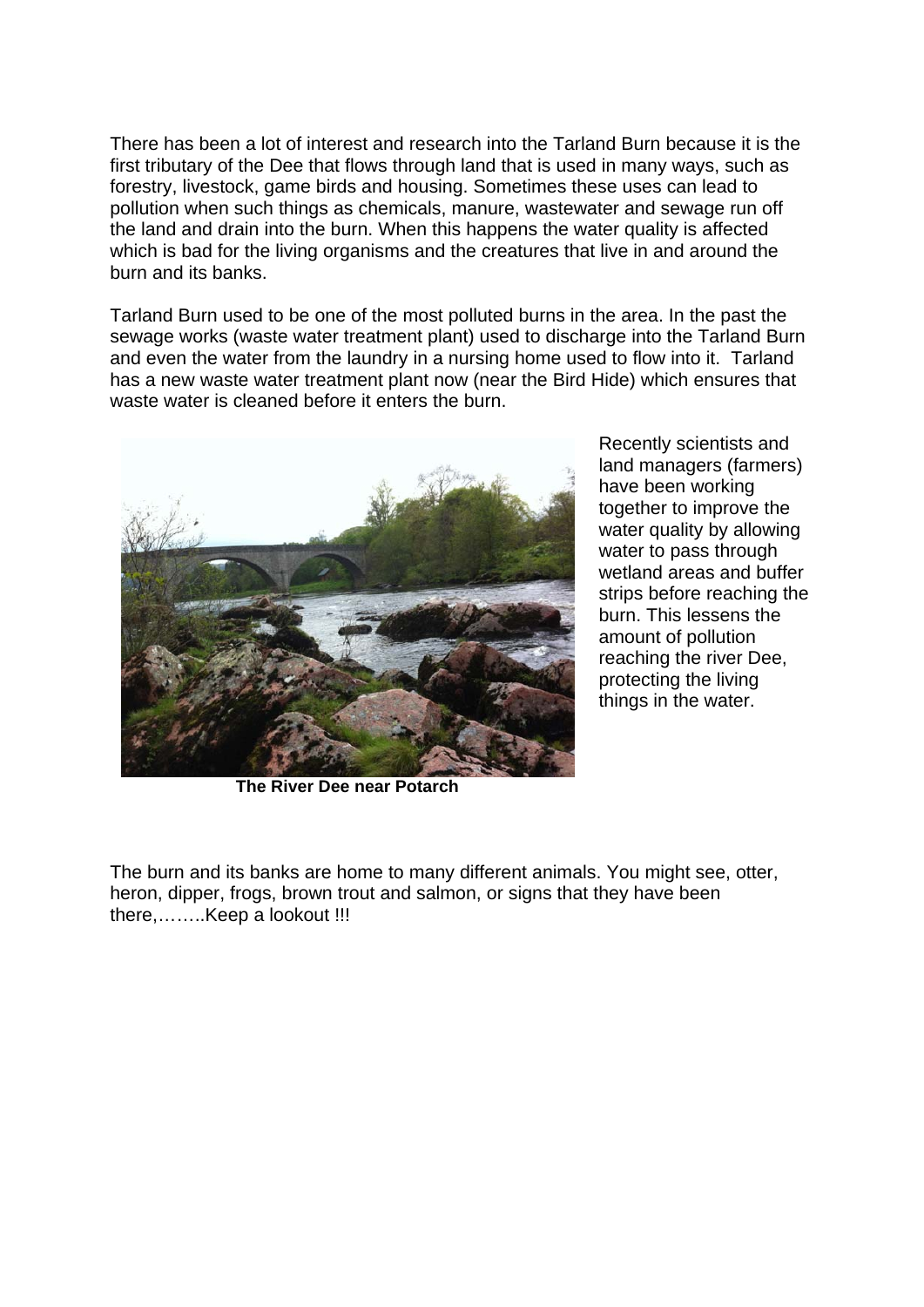There has been a lot of interest and research into the Tarland Burn because it is the first tributary of the Dee that flows through land that is used in many ways, such as forestry, livestock, game birds and housing. Sometimes these uses can lead to pollution when such things as chemicals, manure, wastewater and sewage run off the land and drain into the burn. When this happens the water quality is affected which is bad for the living organisms and the creatures that live in and around the burn and its banks.

Tarland Burn used to be one of the most polluted burns in the area. In the past the sewage works (waste water treatment plant) used to discharge into the Tarland Burn and even the water from the laundry in a nursing home used to flow into it. Tarland has a new waste water treatment plant now (near the Bird Hide) which ensures that waste water is cleaned before it enters the burn.

**The River Dee near Potarch**

Recently scientists and land managers (farmers) have been working together to improve the water quality by allowing water to pass through wetland areas and buffer strips before reaching the burn. This lessens the amount of pollution reaching the river Dee, protecting the living things in the water.

The burn and its banks are home to many different animals. You might see, otter, heron, dipper, frogs, brown trout and salmon, or signs that they have been there,……..Keep a lookout !!!